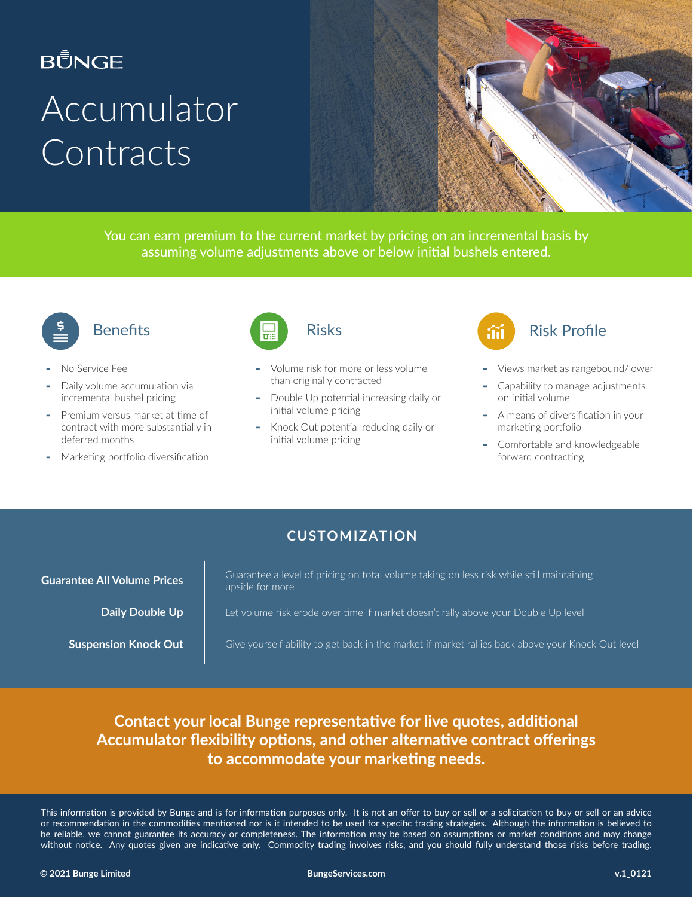BUNGE

# Accumulator Contracts

You can earn premium to the current market by pricing on an incremental basis by assuming volume adjustments above or below initial bushels entered.

## Benefits

- No Service Fee
- Daily volume accumulation via incremental bushel pricing
- Premium versus market at time of contract with more substantially in deferred months
- Marketing portfolio diversification

## Risks

- Volume risk for more or less volume than originally contracted
- Double Up potential increasing daily or initial volume pricing
- Knock Out potential reducing daily or initial volume pricing

## Risk Profile

- Views market as rangebound/lower
- Capability to manage adjustments on initial volume
- A means of diversification in your marketing portfolio
- Comfortable and knowledgeable forward contracting

## CUSTOMIZATION

| | |
|---|---|
| **Guarantee All Volume Prices** | Guarantee a level of pricing on total volume taking on less risk while still maintaining upside for more |
| **Daily Double Up** | Let volume risk erode over time if market doesn't rally above your Double Up level |
| **Suspension Knock Out** | Give yourself ability to get back in the market if market rallies back above your Knock Out level |

**Contact your local Bunge representative for live quotes, additional Accumulator flexibility options, and other alternative contract offerings to accommodate your marketing needs.**

This information is provided by Bunge and is for information purposes only. It is not an offer to buy or sell or a solicitation to buy or sell or an advice or recommendation in the commodities mentioned nor is it intended to be used for specific trading strategies. Although the information is believed to be reliable, we cannot guarantee its accuracy or completeness. The information may be based on assumptions or market conditions and may change without notice. Any quotes given are indicative only. Commodity trading involves risks, and you should fully understand those risks before trading.

**© 2021 Bunge Limited** **BungeServices.com** **v.1_0121**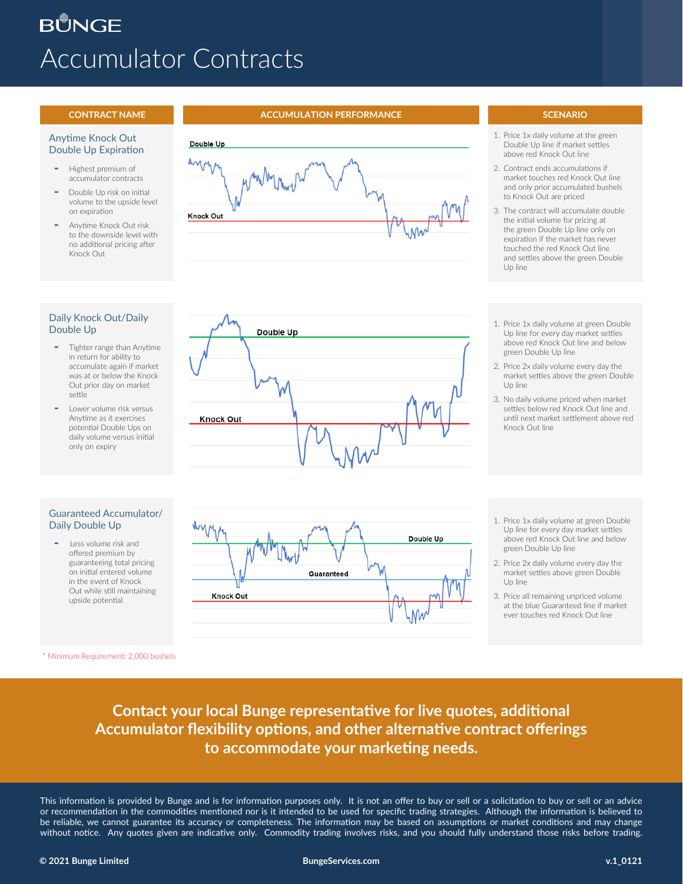# BUNGE

# Accumulator Contracts

| CONTRACT NAME | ACCUMULATION PERFORMANCE | SCENARIO |
|---|---|---|
| **Anytime Knock Out Double Up Expiration**<br>- Highest premium of accumulator contracts<br>- Double Up risk on initial volume to the upside level on expiration<br>- Anytime Knock Out risk to the downside level with no additional pricing after Knock Out | Double Up<br>Knock Out | 1. Price 1x daily volume at the green Double Up line if market settles above red Knock Out line<br>2. Contract ends accumulations if market touches red Knock Out line and only prior accumulated bushels to Knock Out are priced<br>3. The contract will accumulate double the initial volume for pricing at the green Double Up line only on expiration if the market has never touched the red Knock Out line and settles above the green Double Up line |
| **Daily Knock Out/Daily Double Up**<br>- Tighter range than Anytime in return for ability to accumulate again if market was at or below the Knock Out prior day on market settle<br>- Lower volume risk versus Anytime as it exercises potential Double Ups on daily volume versus initial only on expiry | Double Up<br>Knock Out | 1. Price 1x daily volume at green Double Up line for every day market settles above red Knock Out line and below green Double Up line<br>2. Price 2x daily volume every day the market settles above the green Double Up line<br>3. No daily volume priced when market settles below red Knock Out line and until next market settlement above red Knock Out line |
| **Guaranteed Accumulator/ Daily Double Up**<br>- Less volume risk and offered premium by guaranteeing total pricing on initial entered volume in the event of Knock Out while still maintaining upside potential | Double Up<br>Guaranteed<br>Knock Out | 1. Price 1x daily volume at green Double Up line for every day market settles above red Knock Out line and below green Double Up line<br>2. Price 2x daily volume every day the market settles above green Double Up line<br>3. Price all remaining unpriced volume at the blue Guaranteed line if market ever touches red Knock Out line |

\* Minimum Requirement: 2,000 bushels

**Contact your local Bunge representative for live quotes, additional Accumulator flexibility options, and other alternative contract offerings to accommodate your marketing needs.**

This information is provided by Bunge and is for information purposes only. It is not an offer to buy or sell or a solicitation to buy or sell or an advice or recommendation in the commodities mentioned nor is it intended to be used for specific trading strategies. Although the information is believed to be reliable, we cannot guarantee its accuracy or completeness. The information may be based on assumptions or market conditions and may change without notice. Any quotes given are indicative only. Commodity trading involves risks, and you should fully understand those risks before trading.

**© 2021 Bunge Limited** **BungeServices.com** **v.1_0121**